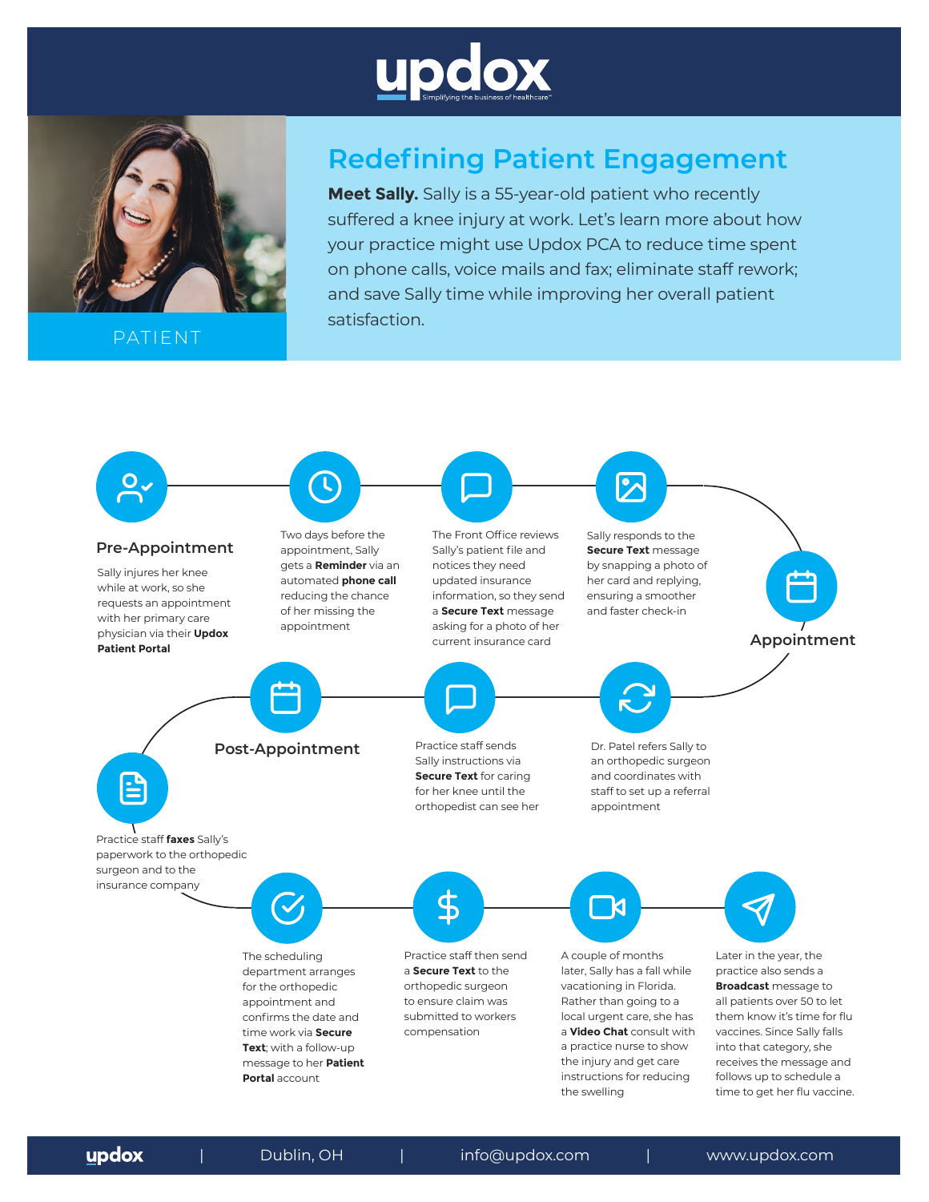# updox

Simplifying the business of healthcare™

PATIENT

## Redefining Patient Engagement

**Meet Sally.** Sally is a 55-year-old patient who recently suffered a knee injury at work. Let's learn more about how your practice might use Updox PCA to reduce time spent on phone calls, voice mails and fax; eliminate staff rework; and save Sally time while improving her overall patient satisfaction.

### Pre-Appointment

Sally injures her knee while at work, so she requests an appointment with her primary care physician via their **Updox Patient Portal**

Two days before the appointment, Sally gets a **Reminder** via an automated **phone call** reducing the chance of her missing the appointment

The Front Office reviews Sally's patient file and notices they need updated insurance information, so they send a **Secure Text** message asking for a photo of her current insurance card

Sally responds to the **Secure Text** message by snapping a photo of her card and replying, ensuring a smoother and faster check-in

### Appointment

Dr. Patel refers Sally to an orthopedic surgeon and coordinates with staff to set up a referral appointment

Practice staff sends Sally instructions via **Secure Text** for caring for her knee until the orthopedist can see her

### Post-Appointment

Practice staff **faxes** Sally's paperwork to the orthopedic surgeon and to the insurance company

The scheduling department arranges for the orthopedic appointment and confirms the date and time work via **Secure Text**; with a follow-up message to her **Patient Portal** account

Practice staff then send a **Secure Text** to the orthopedic surgeon to ensure claim was submitted to workers compensation

A couple of months later, Sally has a fall while vacationing in Florida. Rather than going to a local urgent care, she has a **Video Chat** consult with a practice nurse to show the injury and get care instructions for reducing the swelling

Later in the year, the practice also sends a **Broadcast** message to all patients over 50 to let them know it's time for flu vaccines. Since Sally falls into that category, she receives the message and follows up to schedule a time to get her flu vaccine.

updox | Dublin, OH | info@updox.com | www.updox.com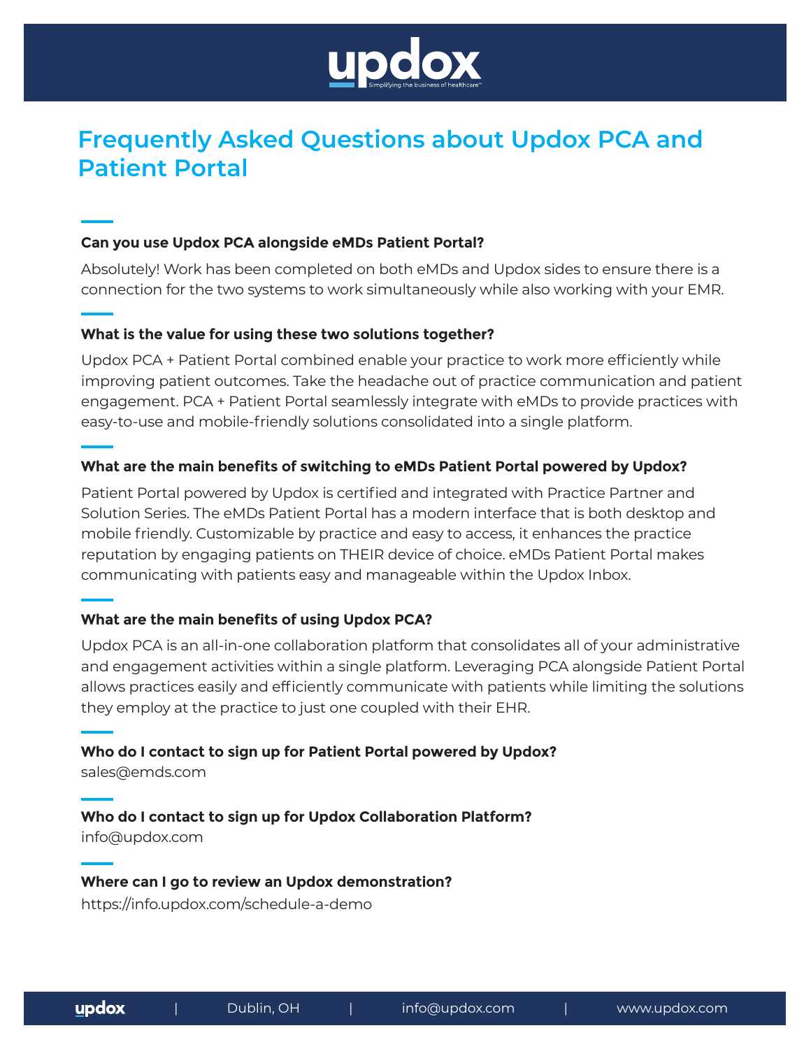# Frequently Asked Questions about Updox PCA and Patient Portal

**Can you use Updox PCA alongside eMDs Patient Portal?**

Absolutely! Work has been completed on both eMDs and Updox sides to ensure there is a connection for the two systems to work simultaneously while also working with your EMR.

**What is the value for using these two solutions together?**

Updox PCA + Patient Portal combined enable your practice to work more efficiently while improving patient outcomes. Take the headache out of practice communication and patient engagement. PCA + Patient Portal seamlessly integrate with eMDs to provide practices with easy-to-use and mobile-friendly solutions consolidated into a single platform.

**What are the main benefits of switching to eMDs Patient Portal powered by Updox?**

Patient Portal powered by Updox is certified and integrated with Practice Partner and Solution Series. The eMDs Patient Portal has a modern interface that is both desktop and mobile friendly. Customizable by practice and easy to access, it enhances the practice reputation by engaging patients on THEIR device of choice. eMDs Patient Portal makes communicating with patients easy and manageable within the Updox Inbox.

**What are the main benefits of using Updox PCA?**

Updox PCA is an all-in-one collaboration platform that consolidates all of your administrative and engagement activities within a single platform. Leveraging PCA alongside Patient Portal allows practices easily and efficiently communicate with patients while limiting the solutions they employ at the practice to just one coupled with their EHR.

**Who do I contact to sign up for Patient Portal powered by Updox?**
sales@emds.com

**Who do I contact to sign up for Updox Collaboration Platform?**
info@updox.com

**Where can I go to review an Updox demonstration?**
https://info.updox.com/schedule-a-demo